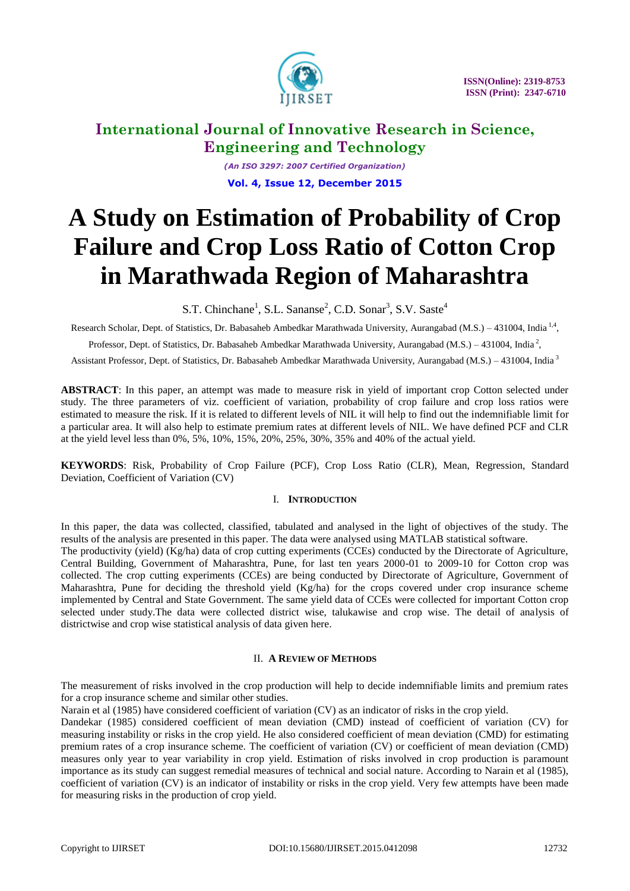# A Study on Estimation of Probability of Crop Failure and Crop Loss Ratio of Cotton Crop in Marathwada Region of Maharashtra

S.T. Chinchane[1], S.L. Sananse[2], C.D. Sonar[3], S.V. Saste[4]

Research Scholar, Dept. of Statistics, Dr. Babasaheb Ambedkar Marathwada University, Aurangabad (M.S.) – 431004, India [1,4],

Professor, Dept. of Statistics, Dr. Babasaheb Ambedkar Marathwada University, Aurangabad (M.S.) – 431004, India [2],

Assistant Professor, Dept. of Statistics, Dr. Babasaheb Ambedkar Marathwada University, Aurangabad (M.S.) – 431004, India [3]

**ABSTRACT**: In this paper, an attempt was made to measure risk in yield of important crop Cotton selected under study. The three parameters of viz. coefficient of variation, probability of crop failure and crop loss ratios were estimated to measure the risk. If it is related to different levels of NIL it will help to find out the indemnifiable limit for a particular area. It will also help to estimate premium rates at different levels of NIL. We have defined PCF and CLR at the yield level less than 0%, 5%, 10%, 15%, 20%, 25%, 30%, 35% and 40% of the actual yield.

**KEYWORDS**: Risk, Probability of Crop Failure (PCF), Crop Loss Ratio (CLR), Mean, Regression, Standard Deviation, Coefficient of Variation (CV)

## I. INTRODUCTION

In this paper, the data was collected, classified, tabulated and analysed in the light of objectives of the study. The results of the analysis are presented in this paper. The data were analysed using MATLAB statistical software.

The productivity (yield) (Kg/ha) data of crop cutting experiments (CCEs) conducted by the Directorate of Agriculture, Central Building, Government of Maharashtra, Pune, for last ten years 2000-01 to 2009-10 for Cotton crop was collected. The crop cutting experiments (CCEs) are being conducted by Directorate of Agriculture, Government of Maharashtra, Pune for deciding the threshold yield (Kg/ha) for the crops covered under crop insurance scheme implemented by Central and State Government. The same yield data of CCEs were collected for important Cotton crop selected under study.The data were collected district wise, talukawise and crop wise. The detail of analysis of districtwise and crop wise statistical analysis of data given here.

## II. A REVIEW OF METHODS

The measurement of risks involved in the crop production will help to decide indemnifiable limits and premium rates for a crop insurance scheme and similar other studies.

Narain et al (1985) have considered coefficient of variation (CV) as an indicator of risks in the crop yield.

Dandekar (1985) considered coefficient of mean deviation (CMD) instead of coefficient of variation (CV) for measuring instability or risks in the crop yield. He also considered coefficient of mean deviation (CMD) for estimating premium rates of a crop insurance scheme. The coefficient of variation (CV) or coefficient of mean deviation (CMD) measures only year to year variability in crop yield. Estimation of risks involved in crop production is paramount importance as its study can suggest remedial measures of technical and social nature. According to Narain et al (1985), coefficient of variation (CV) is an indicator of instability or risks in the crop yield. Very few attempts have been made for measuring risks in the production of crop yield.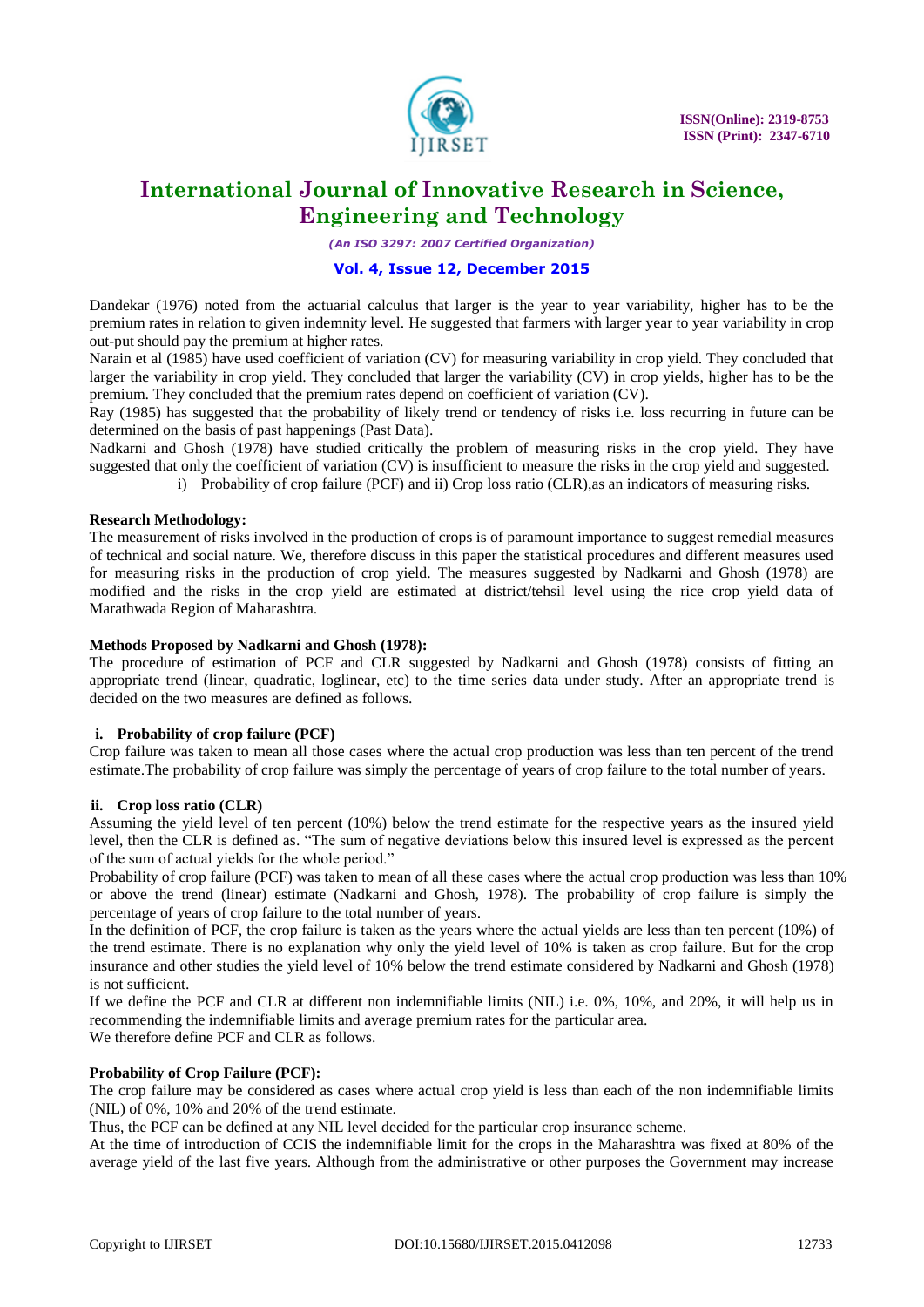Dandekar (1976) noted from the actuarial calculus that larger is the year to year variability, higher has to be the premium rates in relation to given indemnity level. He suggested that farmers with larger year to year variability in crop out-put should pay the premium at higher rates.

Narain et al (1985) have used coefficient of variation (CV) for measuring variability in crop yield. They concluded that larger the variability in crop yield. They concluded that larger the variability (CV) in crop yields, higher has to be the premium. They concluded that the premium rates depend on coefficient of variation (CV).

Ray (1985) has suggested that the probability of likely trend or tendency of risks i.e. loss recurring in future can be determined on the basis of past happenings (Past Data).

Nadkarni and Ghosh (1978) have studied critically the problem of measuring risks in the crop yield. They have suggested that only the coefficient of variation (CV) is insufficient to measure the risks in the crop yield and suggested.

i) Probability of crop failure (PCF) and ii) Crop loss ratio (CLR),as an indicators of measuring risks.

**Research Methodology:**

The measurement of risks involved in the production of crops is of paramount importance to suggest remedial measures of technical and social nature. We, therefore discuss in this paper the statistical procedures and different measures used for measuring risks in the production of crop yield. The measures suggested by Nadkarni and Ghosh (1978) are modified and the risks in the crop yield are estimated at district/tehsil level using the rice crop yield data of Marathwada Region of Maharashtra.

**Methods Proposed by Nadkarni and Ghosh (1978):**

The procedure of estimation of PCF and CLR suggested by Nadkarni and Ghosh (1978) consists of fitting an appropriate trend (linear, quadratic, loglinear, etc) to the time series data under study. After an appropriate trend is decided on the two measures are defined as follows.

**i. Probability of crop failure (PCF)**

Crop failure was taken to mean all those cases where the actual crop production was less than ten percent of the trend estimate.The probability of crop failure was simply the percentage of years of crop failure to the total number of years.

**ii. Crop loss ratio (CLR)**

Assuming the yield level of ten percent (10%) below the trend estimate for the respective years as the insured yield level, then the CLR is defined as. "The sum of negative deviations below this insured level is expressed as the percent of the sum of actual yields for the whole period."

Probability of crop failure (PCF) was taken to mean of all these cases where the actual crop production was less than 10% or above the trend (linear) estimate (Nadkarni and Ghosh, 1978). The probability of crop failure is simply the percentage of years of crop failure to the total number of years.

In the definition of PCF, the crop failure is taken as the years where the actual yields are less than ten percent (10%) of the trend estimate. There is no explanation why only the yield level of 10% is taken as crop failure. But for the crop insurance and other studies the yield level of 10% below the trend estimate considered by Nadkarni and Ghosh (1978) is not sufficient.

If we define the PCF and CLR at different non indemnifiable limits (NIL) i.e. 0%, 10%, and 20%, it will help us in recommending the indemnifiable limits and average premium rates for the particular area.

We therefore define PCF and CLR as follows.

**Probability of Crop Failure (PCF):**

The crop failure may be considered as cases where actual crop yield is less than each of the non indemnifiable limits (NIL) of 0%, 10% and 20% of the trend estimate.

Thus, the PCF can be defined at any NIL level decided for the particular crop insurance scheme.

At the time of introduction of CCIS the indemnifiable limit for the crops in the Maharashtra was fixed at 80% of the average yield of the last five years. Although from the administrative or other purposes the Government may increase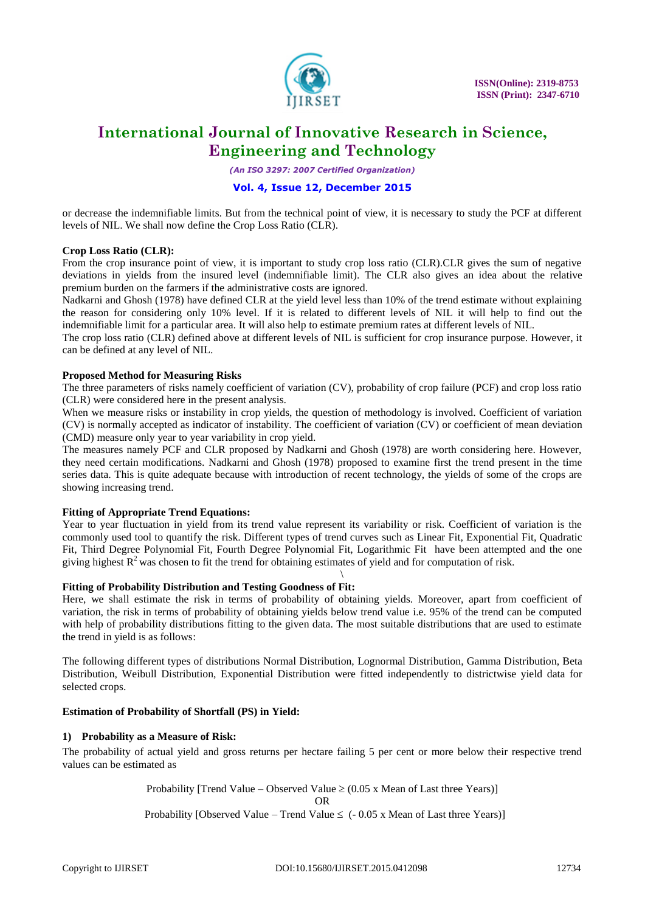or decrease the indemnifiable limits. But from the technical point of view, it is necessary to study the PCF at different levels of NIL. We shall now define the Crop Loss Ratio (CLR).

**Crop Loss Ratio (CLR):**

From the crop insurance point of view, it is important to study crop loss ratio (CLR).CLR gives the sum of negative deviations in yields from the insured level (indemnifiable limit). The CLR also gives an idea about the relative premium burden on the farmers if the administrative costs are ignored.

Nadkarni and Ghosh (1978) have defined CLR at the yield level less than 10% of the trend estimate without explaining the reason for considering only 10% level. If it is related to different levels of NIL it will help to find out the indemnifiable limit for a particular area. It will also help to estimate premium rates at different levels of NIL.

The crop loss ratio (CLR) defined above at different levels of NIL is sufficient for crop insurance purpose. However, it can be defined at any level of NIL.

**Proposed Method for Measuring Risks**

The three parameters of risks namely coefficient of variation (CV), probability of crop failure (PCF) and crop loss ratio (CLR) were considered here in the present analysis.

When we measure risks or instability in crop yields, the question of methodology is involved. Coefficient of variation (CV) is normally accepted as indicator of instability. The coefficient of variation (CV) or coefficient of mean deviation (CMD) measure only year to year variability in crop yield.

The measures namely PCF and CLR proposed by Nadkarni and Ghosh (1978) are worth considering here. However, they need certain modifications. Nadkarni and Ghosh (1978) proposed to examine first the trend present in the time series data. This is quite adequate because with introduction of recent technology, the yields of some of the crops are showing increasing trend.

**Fitting of Appropriate Trend Equations:**

Year to year fluctuation in yield from its trend value represent its variability or risk. Coefficient of variation is the commonly used tool to quantify the risk. Different types of trend curves such as Linear Fit, Exponential Fit, Quadratic Fit, Third Degree Polynomial Fit, Fourth Degree Polynomial Fit, Logarithmic Fit have been attempted and the one giving highest $R^2$ was chosen to fit the trend for obtaining estimates of yield and for computation of risk.

\

**Fitting of Probability Distribution and Testing Goodness of Fit:**

Here, we shall estimate the risk in terms of probability of obtaining yields. Moreover, apart from coefficient of variation, the risk in terms of probability of obtaining yields below trend value i.e. 95% of the trend can be computed with help of probability distributions fitting to the given data. The most suitable distributions that are used to estimate the trend in yield is as follows:

The following different types of distributions Normal Distribution, Lognormal Distribution, Gamma Distribution, Beta Distribution, Weibull Distribution, Exponential Distribution were fitted independently to districtwise yield data for selected crops.

**Estimation of Probability of Shortfall (PS) in Yield:**

**1) Probability as a Measure of Risk:**

The probability of actual yield and gross returns per hectare failing 5 per cent or more below their respective trend values can be estimated as

$$\text{Probability [Trend Value – Observed Value} \geq (0.05 \times \text{Mean of Last three Years)]}$$

OR

$$\text{Probability [Observed Value – Trend Value} \leq (-0.05 \times \text{Mean of Last three Years)]}$$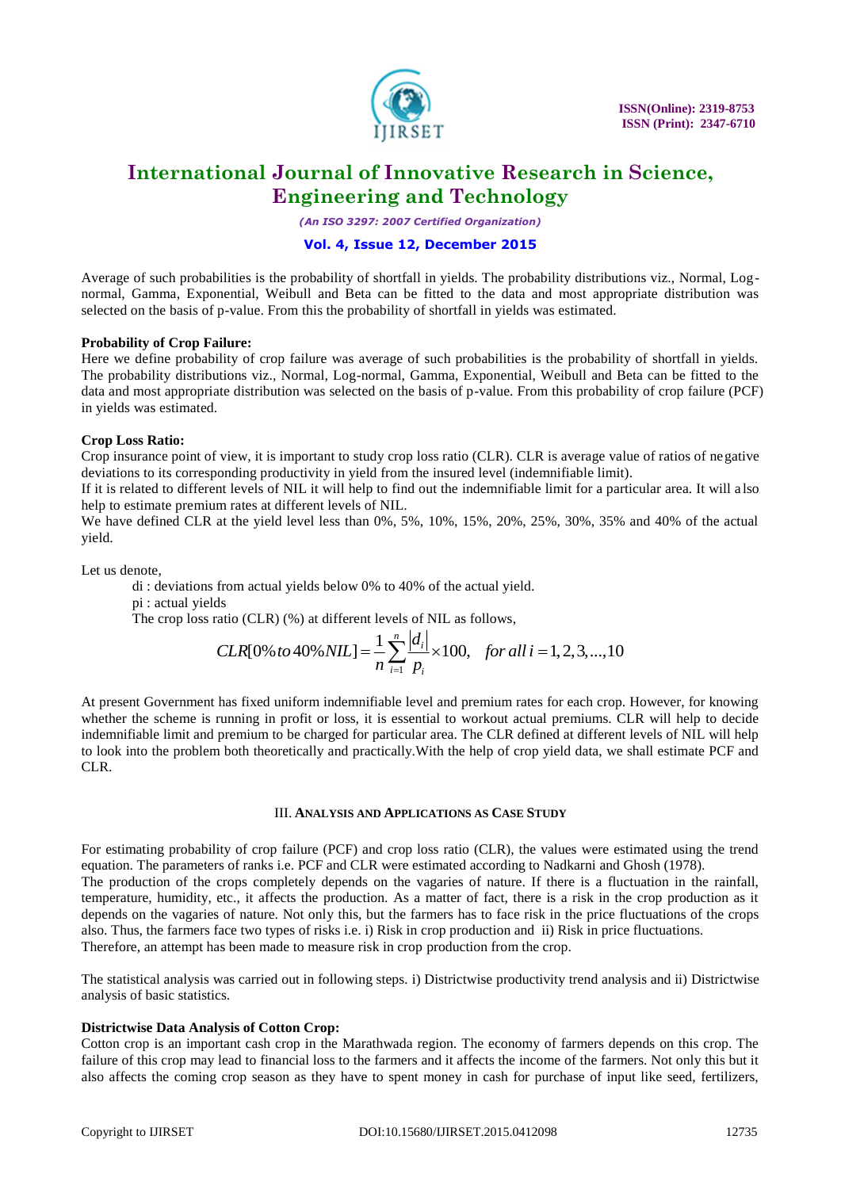Average of such probabilities is the probability of shortfall in yields. The probability distributions viz., Normal, Log-normal, Gamma, Exponential, Weibull and Beta can be fitted to the data and most appropriate distribution was selected on the basis of p-value. From this the probability of shortfall in yields was estimated.

**Probability of Crop Failure:**

Here we define probability of crop failure was average of such probabilities is the probability of shortfall in yields. The probability distributions viz., Normal, Log-normal, Gamma, Exponential, Weibull and Beta can be fitted to the data and most appropriate distribution was selected on the basis of p-value. From this probability of crop failure (PCF) in yields was estimated.

**Crop Loss Ratio:**

Crop insurance point of view, it is important to study crop loss ratio (CLR). CLR is average value of ratios of negative deviations to its corresponding productivity in yield from the insured level (indemnifiable limit).

If it is related to different levels of NIL it will help to find out the indemnifiable limit for a particular area. It will also help to estimate premium rates at different levels of NIL.

We have defined CLR at the yield level less than 0%, 5%, 10%, 15%, 20%, 25%, 30%, 35% and 40% of the actual yield.

Let us denote,

di : deviations from actual yields below 0% to 40% of the actual yield.

pi : actual yields

The crop loss ratio (CLR) (%) at different levels of NIL as follows,

$$CLR[0\% \, to \, 40\% NIL] = \frac{1}{n}\sum_{i=1}^{n}\frac{|d_i|}{p_i}\times 100, \quad for\, all\, i = 1,2,3,...,10$$

At present Government has fixed uniform indemnifiable level and premium rates for each crop. However, for knowing whether the scheme is running in profit or loss, it is essential to workout actual premiums. CLR will help to decide indemnifiable limit and premium to be charged for particular area. The CLR defined at different levels of NIL will help to look into the problem both theoretically and practically.With the help of crop yield data, we shall estimate PCF and CLR.

## III. Analysis and Applications as Case Study

For estimating probability of crop failure (PCF) and crop loss ratio (CLR), the values were estimated using the trend equation. The parameters of ranks i.e. PCF and CLR were estimated according to Nadkarni and Ghosh (1978).

The production of the crops completely depends on the vagaries of nature. If there is a fluctuation in the rainfall, temperature, humidity, etc., it affects the production. As a matter of fact, there is a risk in the crop production as it depends on the vagaries of nature. Not only this, but the farmers has to face risk in the price fluctuations of the crops also. Thus, the farmers face two types of risks i.e. i) Risk in crop production and ii) Risk in price fluctuations.

Therefore, an attempt has been made to measure risk in crop production from the crop.

The statistical analysis was carried out in following steps. i) Districtwise productivity trend analysis and ii) Districtwise analysis of basic statistics.

**Districtwise Data Analysis of Cotton Crop:**

Cotton crop is an important cash crop in the Marathwada region. The economy of farmers depends on this crop. The failure of this crop may lead to financial loss to the farmers and it affects the income of the farmers. Not only this but it also affects the coming crop season as they have to spent money in cash for purchase of input like seed, fertilizers,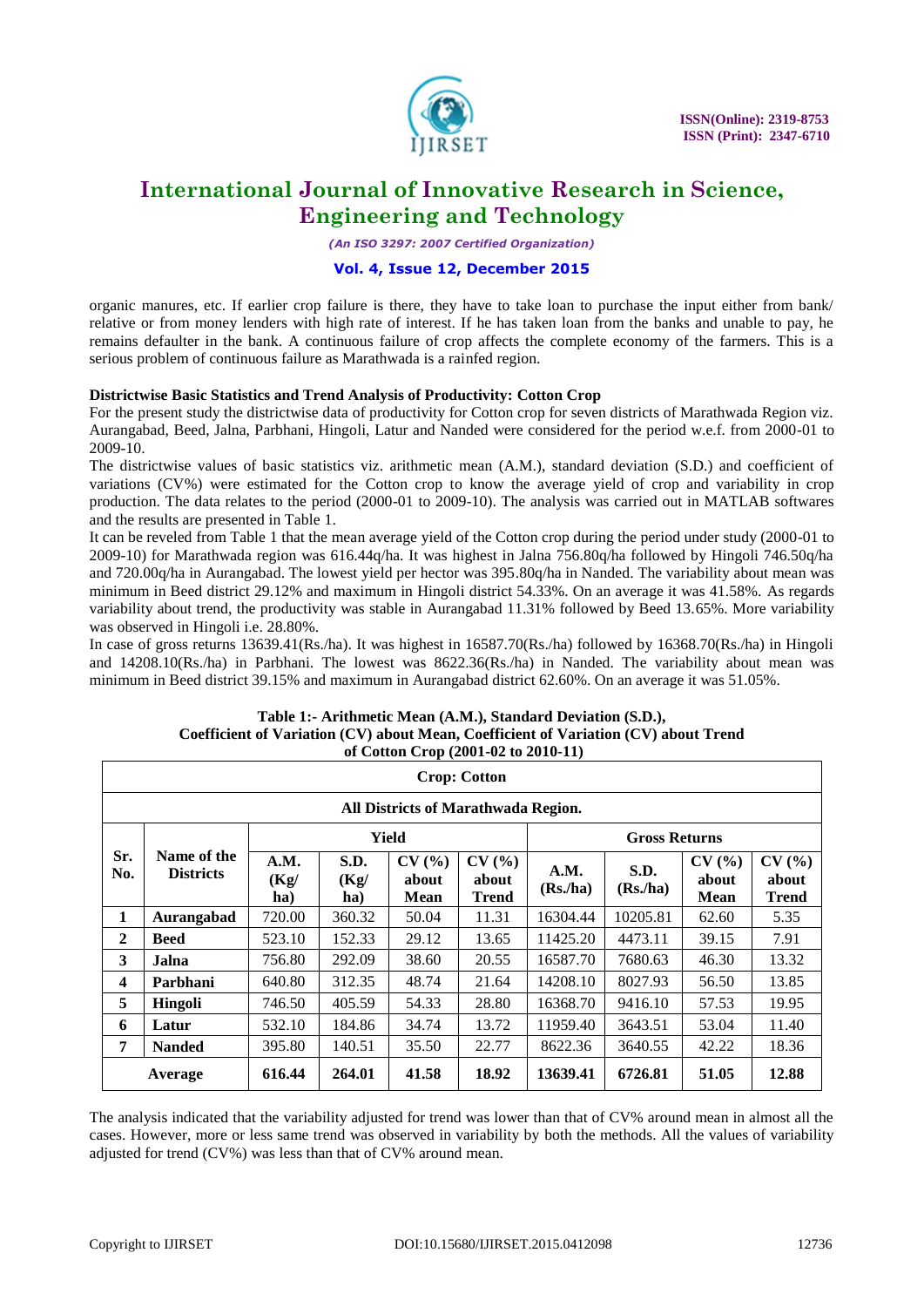organic manures, etc. If earlier crop failure is there, they have to take loan to purchase the input either from bank/ relative or from money lenders with high rate of interest. If he has taken loan from the banks and unable to pay, he remains defaulter in the bank. A continuous failure of crop affects the complete economy of the farmers. This is a serious problem of continuous failure as Marathwada is a rainfed region.

**Districtwise Basic Statistics and Trend Analysis of Productivity: Cotton Crop**

For the present study the districtwise data of productivity for Cotton crop for seven districts of Marathwada Region viz. Aurangabad, Beed, Jalna, Parbhani, Hingoli, Latur and Nanded were considered for the period w.e.f. from 2000-01 to 2009-10.

The districtwise values of basic statistics viz. arithmetic mean (A.M.), standard deviation (S.D.) and coefficient of variations (CV%) were estimated for the Cotton crop to know the average yield of crop and variability in crop production. The data relates to the period (2000-01 to 2009-10). The analysis was carried out in MATLAB softwares and the results are presented in Table 1.

It can be reveled from Table 1 that the mean average yield of the Cotton crop during the period under study (2000-01 to 2009-10) for Marathwada region was 616.44q/ha. It was highest in Jalna 756.80q/ha followed by Hingoli 746.50q/ha and 720.00q/ha in Aurangabad. The lowest yield per hector was 395.80q/ha in Nanded. The variability about mean was minimum in Beed district 29.12% and maximum in Hingoli district 54.33%. On an average it was 41.58%. As regards variability about trend, the productivity was stable in Aurangabad 11.31% followed by Beed 13.65%. More variability was observed in Hingoli i.e. 28.80%.

In case of gross returns 13639.41(Rs./ha). It was highest in 16587.70(Rs./ha) followed by 16368.70(Rs./ha) in Hingoli and 14208.10(Rs./ha) in Parbhani. The lowest was 8622.36(Rs./ha) in Nanded. The variability about mean was minimum in Beed district 39.15% and maximum in Aurangabad district 62.60%. On an average it was 51.05%.

**Table 1:- Arithmetic Mean (A.M.), Standard Deviation (S.D.), Coefficient of Variation (CV) about Mean, Coefficient of Variation (CV) about Trend of Cotton Crop (2001-02 to 2010-11)**

| Crop: Cotton | | | | | | | | | |
|---|---|---|---|---|---|---|---|---|---|
| **All Districts of Marathwada Region.** | | | | | | | | | |
| **Sr. No.** | **Name of the Districts** | **Yield** | | | | **Gross Returns** | | | |
| | | **A.M. (Kg/ ha)** | **S.D. (Kg/ ha)** | **CV (%) about Mean** | **CV (%) about Trend** | **A.M. (Rs./ha)** | **S.D. (Rs./ha)** | **CV (%) about Mean** | **CV (%) about Trend** |
| **1** | **Aurangabad** | 720.00 | 360.32 | 50.04 | 11.31 | 16304.44 | 10205.81 | 62.60 | 5.35 |
| **2** | **Beed** | 523.10 | 152.33 | 29.12 | 13.65 | 11425.20 | 4473.11 | 39.15 | 7.91 |
| **3** | **Jalna** | 756.80 | 292.09 | 38.60 | 20.55 | 16587.70 | 7680.63 | 46.30 | 13.32 |
| **4** | **Parbhani** | 640.80 | 312.35 | 48.74 | 21.64 | 14208.10 | 8027.93 | 56.50 | 13.85 |
| **5** | **Hingoli** | 746.50 | 405.59 | 54.33 | 28.80 | 16368.70 | 9416.10 | 57.53 | 19.95 |
| **6** | **Latur** | 532.10 | 184.86 | 34.74 | 13.72 | 11959.40 | 3643.51 | 53.04 | 11.40 |
| **7** | **Nanded** | 395.80 | 140.51 | 35.50 | 22.77 | 8622.36 | 3640.55 | 42.22 | 18.36 |
| **Average** | | **616.44** | **264.01** | **41.58** | **18.92** | **13639.41** | **6726.81** | **51.05** | **12.88** |

The analysis indicated that the variability adjusted for trend was lower than that of CV% around mean in almost all the cases. However, more or less same trend was observed in variability by both the methods. All the values of variability adjusted for trend (CV%) was less than that of CV% around mean.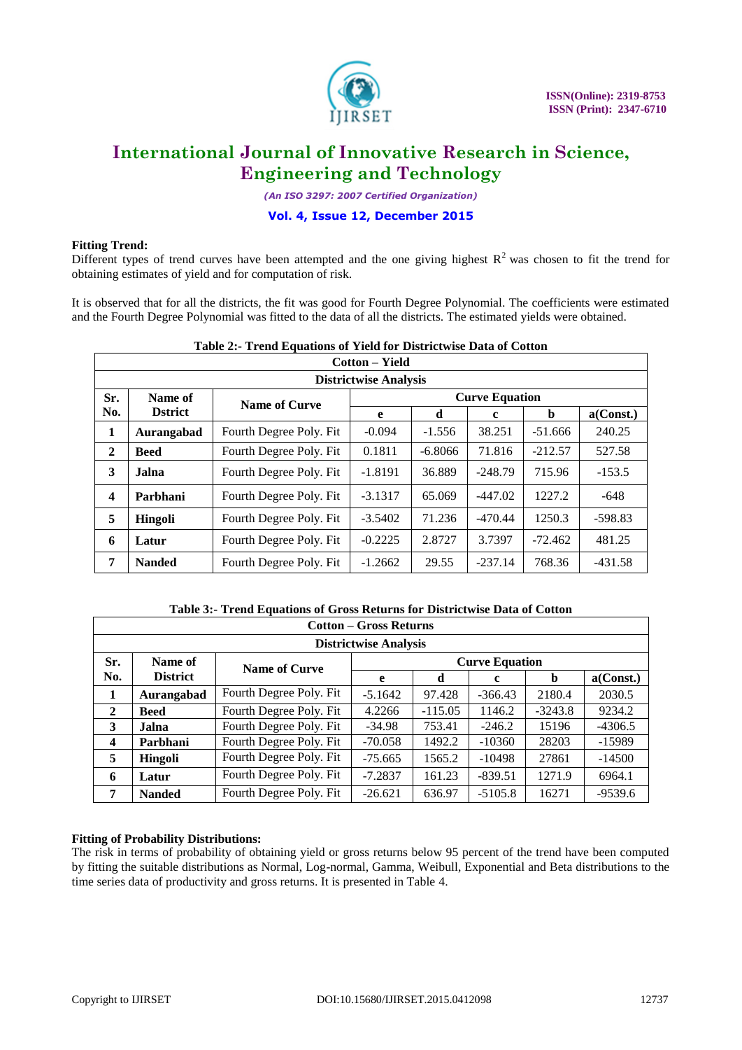**Fitting Trend:**

Different types of trend curves have been attempted and the one giving highest $R^2$ was chosen to fit the trend for obtaining estimates of yield and for computation of risk.

It is observed that for all the districts, the fit was good for Fourth Degree Polynomial. The coefficients were estimated and the Fourth Degree Polynomial was fitted to the data of all the districts. The estimated yields were obtained.

**Table 2:- Trend Equations of Yield for Districtwise Data of Cotton**

| Cotton – Yield | | | | | | | |
|---|---|---|---|---|---|---|---|
| **Districtwise Analysis** | | | | | | | |
| **Sr. No.** | **Name of Dstrict** | **Name of Curve** | **Curve Equation** | | | | |
| | | | **e** | **d** | **c** | **b** | **a(Const.)** |
| **1** | **Aurangabad** | Fourth Degree Poly. Fit | -0.094 | -1.556 | 38.251 | -51.666 | 240.25 |
| **2** | **Beed** | Fourth Degree Poly. Fit | 0.1811 | -6.8066 | 71.816 | -212.57 | 527.58 |
| **3** | **Jalna** | Fourth Degree Poly. Fit | -1.8191 | 36.889 | -248.79 | 715.96 | -153.5 |
| **4** | **Parbhani** | Fourth Degree Poly. Fit | -3.1317 | 65.069 | -447.02 | 1227.2 | -648 |
| **5** | **Hingoli** | Fourth Degree Poly. Fit | -3.5402 | 71.236 | -470.44 | 1250.3 | -598.83 |
| **6** | **Latur** | Fourth Degree Poly. Fit | -0.2225 | 2.8727 | 3.7397 | -72.462 | 481.25 |
| **7** | **Nanded** | Fourth Degree Poly. Fit | -1.2662 | 29.55 | -237.14 | 768.36 | -431.58 |

**Table 3:- Trend Equations of Gross Returns for Districtwise Data of Cotton**

| Cotton – Gross Returns | | | | | | | |
|---|---|---|---|---|---|---|---|
| **Districtwise Analysis** | | | | | | | |
| **Sr. No.** | **Name of District** | **Name of Curve** | **Curve Equation** | | | | |
| | | | **e** | **d** | **c** | **b** | **a(Const.)** |
| **1** | **Aurangabad** | Fourth Degree Poly. Fit | -5.1642 | 97.428 | -366.43 | 2180.4 | 2030.5 |
| **2** | **Beed** | Fourth Degree Poly. Fit | 4.2266 | -115.05 | 1146.2 | -3243.8 | 9234.2 |
| **3** | **Jalna** | Fourth Degree Poly. Fit | -34.98 | 753.41 | -246.2 | 15196 | -4306.5 |
| **4** | **Parbhani** | Fourth Degree Poly. Fit | -70.058 | 1492.2 | -10360 | 28203 | -15989 |
| **5** | **Hingoli** | Fourth Degree Poly. Fit | -75.665 | 1565.2 | -10498 | 27861 | -14500 |
| **6** | **Latur** | Fourth Degree Poly. Fit | -7.2837 | 161.23 | -839.51 | 1271.9 | 6964.1 |
| **7** | **Nanded** | Fourth Degree Poly. Fit | -26.621 | 636.97 | -5105.8 | 16271 | -9539.6 |

**Fitting of Probability Distributions:**

The risk in terms of probability of obtaining yield or gross returns below 95 percent of the trend have been computed by fitting the suitable distributions as Normal, Log-normal, Gamma, Weibull, Exponential and Beta distributions to the time series data of productivity and gross returns. It is presented in Table 4.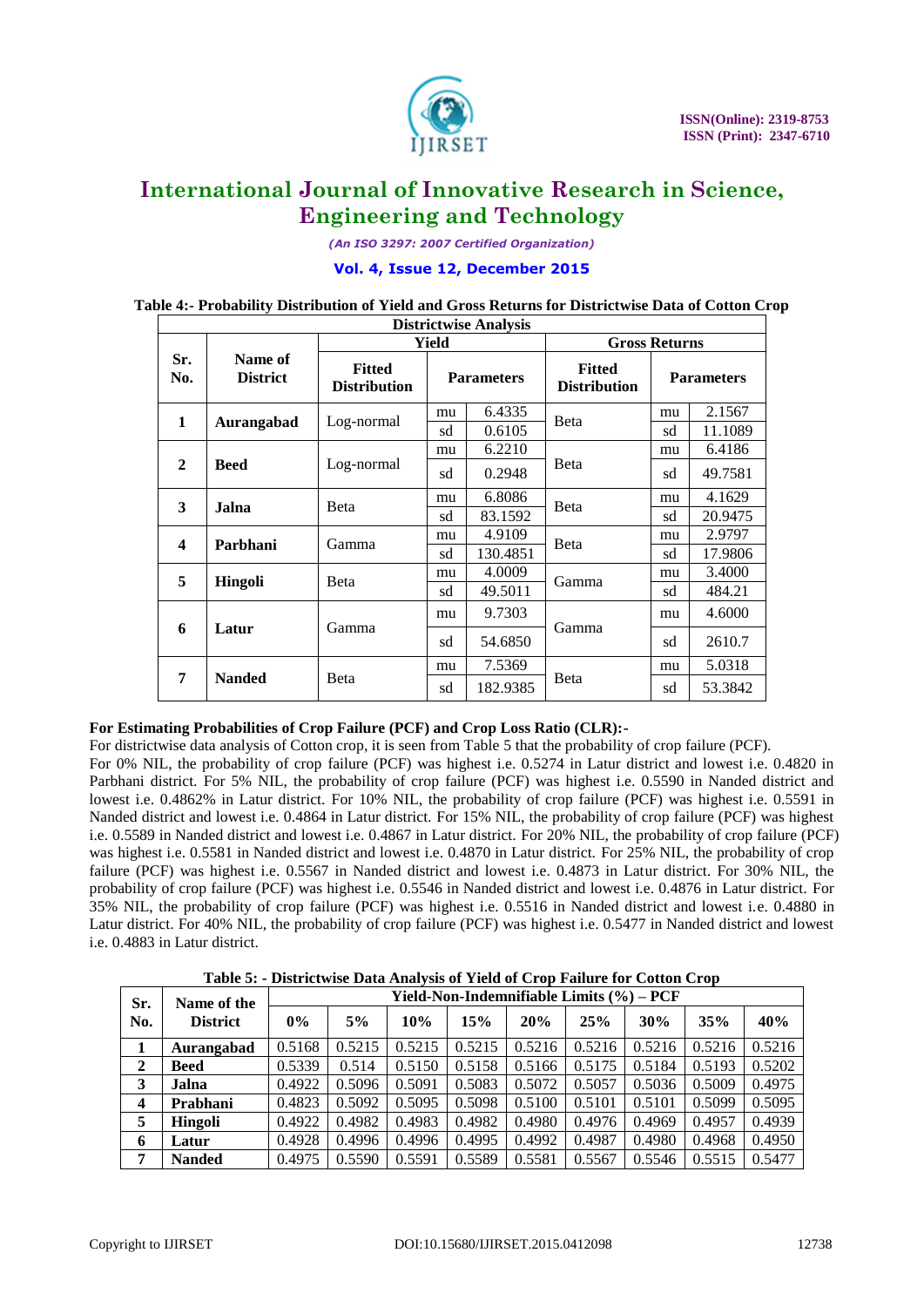**Table 4:- Probability Distribution of Yield and Gross Returns for Districtwise Data of Cotton Crop**

| Districtwise Analysis | | | | | | | |
|---|---|---|---|---|---|---|---|
| Sr. No. | Name of District | Yield | | | Gross Returns | | |
| | | Fitted Distribution | Parameters | | Fitted Distribution | Parameters | |
| 1 | Aurangabad | Log-normal | mu | 6.4335 | Beta | mu | 2.1567 |
| | | | sd | 0.6105 | | sd | 11.1089 |
| 2 | Beed | Log-normal | mu | 6.2210 | Beta | mu | 6.4186 |
| | | | sd | 0.2948 | | sd | 49.7581 |
| 3 | Jalna | Beta | mu | 6.8086 | Beta | mu | 4.1629 |
| | | | sd | 83.1592 | | sd | 20.9475 |
| 4 | Parbhani | Gamma | mu | 4.9109 | Beta | mu | 2.9797 |
| | | | sd | 130.4851 | | sd | 17.9806 |
| 5 | Hingoli | Beta | mu | 4.0009 | Gamma | mu | 3.4000 |
| | | | sd | 49.5011 | | sd | 484.21 |
| 6 | Latur | Gamma | mu | 9.7303 | Gamma | mu | 4.6000 |
| | | | sd | 54.6850 | | sd | 2610.7 |
| 7 | Nanded | Beta | mu | 7.5369 | Beta | mu | 5.0318 |
| | | | sd | 182.9385 | | sd | 53.3842 |

**For Estimating Probabilities of Crop Failure (PCF) and Crop Loss Ratio (CLR):-**

For districtwise data analysis of Cotton crop, it is seen from Table 5 that the probability of crop failure (PCF). For 0% NIL, the probability of crop failure (PCF) was highest i.e. 0.5274 in Latur district and lowest i.e. 0.4820 in Parbhani district. For 5% NIL, the probability of crop failure (PCF) was highest i.e. 0.5590 in Nanded district and lowest i.e. 0.4862% in Latur district. For 10% NIL, the probability of crop failure (PCF) was highest i.e. 0.5591 in Nanded district and lowest i.e. 0.4864 in Latur district. For 15% NIL, the probability of crop failure (PCF) was highest i.e. 0.5589 in Nanded district and lowest i.e. 0.4867 in Latur district. For 20% NIL, the probability of crop failure (PCF) was highest i.e. 0.5581 in Nanded district and lowest i.e. 0.4870 in Latur district. For 25% NIL, the probability of crop failure (PCF) was highest i.e. 0.5567 in Nanded district and lowest i.e. 0.4873 in Latur district. For 30% NIL, the probability of crop failure (PCF) was highest i.e. 0.5546 in Nanded district and lowest i.e. 0.4876 in Latur district. For 35% NIL, the probability of crop failure (PCF) was highest i.e. 0.5516 in Nanded district and lowest i.e. 0.4880 in Latur district. For 40% NIL, the probability of crop failure (PCF) was highest i.e. 0.5477 in Nanded district and lowest i.e. 0.4883 in Latur district.

**Table 5: - Districtwise Data Analysis of Yield of Crop Failure for Cotton Crop**

| Sr. No. | Name of the District | Yield-Non-Indemnifiable Limits (%) – PCF | | | | | | | | |
|---|---|---|---|---|---|---|---|---|---|---|
| | | 0% | 5% | 10% | 15% | 20% | 25% | 30% | 35% | 40% |
| 1 | Aurangabad | 0.5168 | 0.5215 | 0.5215 | 0.5215 | 0.5216 | 0.5216 | 0.5216 | 0.5216 | 0.5216 |
| 2 | Beed | 0.5339 | 0.514 | 0.5150 | 0.5158 | 0.5166 | 0.5175 | 0.5184 | 0.5193 | 0.5202 |
| 3 | Jalna | 0.4922 | 0.5096 | 0.5091 | 0.5083 | 0.5072 | 0.5057 | 0.5036 | 0.5009 | 0.4975 |
| 4 | Prabhani | 0.4823 | 0.5092 | 0.5095 | 0.5098 | 0.5100 | 0.5101 | 0.5101 | 0.5099 | 0.5095 |
| 5 | Hingoli | 0.4922 | 0.4982 | 0.4983 | 0.4982 | 0.4980 | 0.4976 | 0.4969 | 0.4957 | 0.4939 |
| 6 | Latur | 0.4928 | 0.4996 | 0.4996 | 0.4995 | 0.4992 | 0.4987 | 0.4980 | 0.4968 | 0.4950 |
| 7 | Nanded | 0.4975 | 0.5590 | 0.5591 | 0.5589 | 0.5581 | 0.5567 | 0.5546 | 0.5515 | 0.5477 |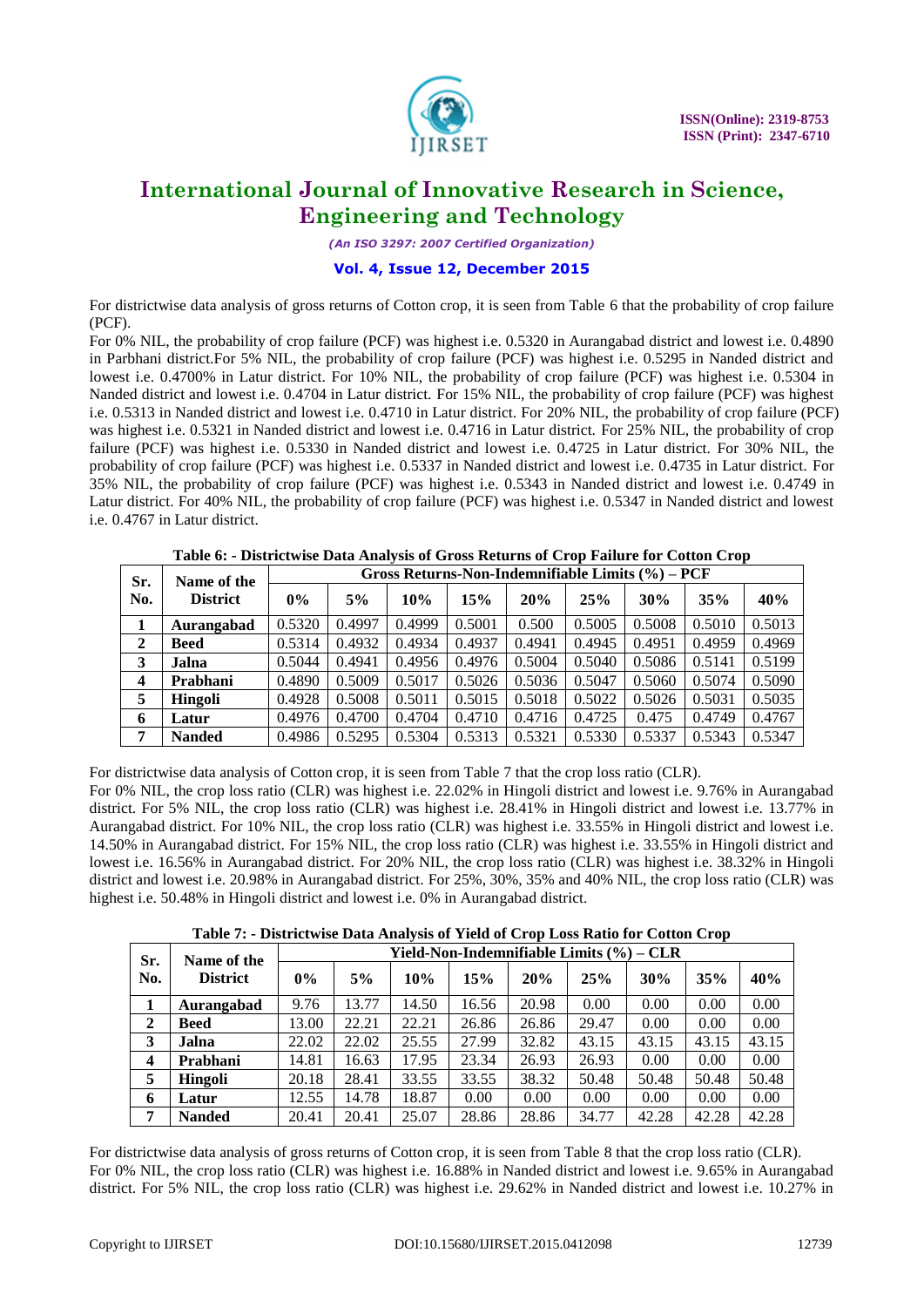For districtwise data analysis of gross returns of Cotton crop, it is seen from Table 6 that the probability of crop failure (PCF).

For 0% NIL, the probability of crop failure (PCF) was highest i.e. 0.5320 in Aurangabad district and lowest i.e. 0.4890 in Parbhani district.For 5% NIL, the probability of crop failure (PCF) was highest i.e. 0.5295 in Nanded district and lowest i.e. 0.4700% in Latur district. For 10% NIL, the probability of crop failure (PCF) was highest i.e. 0.5304 in Nanded district and lowest i.e. 0.4704 in Latur district. For 15% NIL, the probability of crop failure (PCF) was highest i.e. 0.5313 in Nanded district and lowest i.e. 0.4710 in Latur district. For 20% NIL, the probability of crop failure (PCF) was highest i.e. 0.5321 in Nanded district and lowest i.e. 0.4716 in Latur district. For 25% NIL, the probability of crop failure (PCF) was highest i.e. 0.5330 in Nanded district and lowest i.e. 0.4725 in Latur district. For 30% NIL, the probability of crop failure (PCF) was highest i.e. 0.5337 in Nanded district and lowest i.e. 0.4735 in Latur district. For 35% NIL, the probability of crop failure (PCF) was highest i.e. 0.5343 in Nanded district and lowest i.e. 0.4749 in Latur district. For 40% NIL, the probability of crop failure (PCF) was highest i.e. 0.5347 in Nanded district and lowest i.e. 0.4767 in Latur district.

**Table 6: - Districtwise Data Analysis of Gross Returns of Crop Failure for Cotton Crop**

| Sr. No. | Name of the District | Gross Returns-Non-Indemnifiable Limits (%) – PCF | | | | | | | | |
|---|---|---|---|---|---|---|---|---|---|---|
| | | 0% | 5% | 10% | 15% | 20% | 25% | 30% | 35% | 40% |
| 1 | **Aurangabad** | 0.5320 | 0.4997 | 0.4999 | 0.5001 | 0.500 | 0.5005 | 0.5008 | 0.5010 | 0.5013 |
| 2 | **Beed** | 0.5314 | 0.4932 | 0.4934 | 0.4937 | 0.4941 | 0.4945 | 0.4951 | 0.4959 | 0.4969 |
| 3 | **Jalna** | 0.5044 | 0.4941 | 0.4956 | 0.4976 | 0.5004 | 0.5040 | 0.5086 | 0.5141 | 0.5199 |
| 4 | **Prabhani** | 0.4890 | 0.5009 | 0.5017 | 0.5026 | 0.5036 | 0.5047 | 0.5060 | 0.5074 | 0.5090 |
| 5 | **Hingoli** | 0.4928 | 0.5008 | 0.5011 | 0.5015 | 0.5018 | 0.5022 | 0.5026 | 0.5031 | 0.5035 |
| 6 | **Latur** | 0.4976 | 0.4700 | 0.4704 | 0.4710 | 0.4716 | 0.4725 | 0.475 | 0.4749 | 0.4767 |
| 7 | **Nanded** | 0.4986 | 0.5295 | 0.5304 | 0.5313 | 0.5321 | 0.5330 | 0.5337 | 0.5343 | 0.5347 |

For districtwise data analysis of Cotton crop, it is seen from Table 7 that the crop loss ratio (CLR).

For 0% NIL, the crop loss ratio (CLR) was highest i.e. 22.02% in Hingoli district and lowest i.e. 9.76% in Aurangabad district. For 5% NIL, the crop loss ratio (CLR) was highest i.e. 28.41% in Hingoli district and lowest i.e. 13.77% in Aurangabad district. For 10% NIL, the crop loss ratio (CLR) was highest i.e. 33.55% in Hingoli district and lowest i.e. 14.50% in Aurangabad district. For 15% NIL, the crop loss ratio (CLR) was highest i.e. 33.55% in Hingoli district and lowest i.e. 16.56% in Aurangabad district. For 20% NIL, the crop loss ratio (CLR) was highest i.e. 38.32% in Hingoli district and lowest i.e. 20.98% in Aurangabad district. For 25%, 30%, 35% and 40% NIL, the crop loss ratio (CLR) was highest i.e. 50.48% in Hingoli district and lowest i.e. 0% in Aurangabad district.

**Table 7: - Districtwise Data Analysis of Yield of Crop Loss Ratio for Cotton Crop**

| Sr. No. | Name of the District | Yield-Non-Indemnifiable Limits (%) – CLR | | | | | | | | |
|---|---|---|---|---|---|---|---|---|---|---|
| | | 0% | 5% | 10% | 15% | 20% | 25% | 30% | 35% | 40% |
| 1 | **Aurangabad** | 9.76 | 13.77 | 14.50 | 16.56 | 20.98 | 0.00 | 0.00 | 0.00 | 0.00 |
| 2 | **Beed** | 13.00 | 22.21 | 22.21 | 26.86 | 26.86 | 29.47 | 0.00 | 0.00 | 0.00 |
| 3 | **Jalna** | 22.02 | 22.02 | 25.55 | 27.99 | 32.82 | 43.15 | 43.15 | 43.15 | 43.15 |
| 4 | **Prabhani** | 14.81 | 16.63 | 17.95 | 23.34 | 26.93 | 26.93 | 0.00 | 0.00 | 0.00 |
| 5 | **Hingoli** | 20.18 | 28.41 | 33.55 | 33.55 | 38.32 | 50.48 | 50.48 | 50.48 | 50.48 |
| 6 | **Latur** | 12.55 | 14.78 | 18.87 | 0.00 | 0.00 | 0.00 | 0.00 | 0.00 | 0.00 |
| 7 | **Nanded** | 20.41 | 20.41 | 25.07 | 28.86 | 28.86 | 34.77 | 42.28 | 42.28 | 42.28 |

For districtwise data analysis of gross returns of Cotton crop, it is seen from Table 8 that the crop loss ratio (CLR).

For 0% NIL, the crop loss ratio (CLR) was highest i.e. 16.88% in Nanded district and lowest i.e. 9.65% in Aurangabad district. For 5% NIL, the crop loss ratio (CLR) was highest i.e. 29.62% in Nanded district and lowest i.e. 10.27% in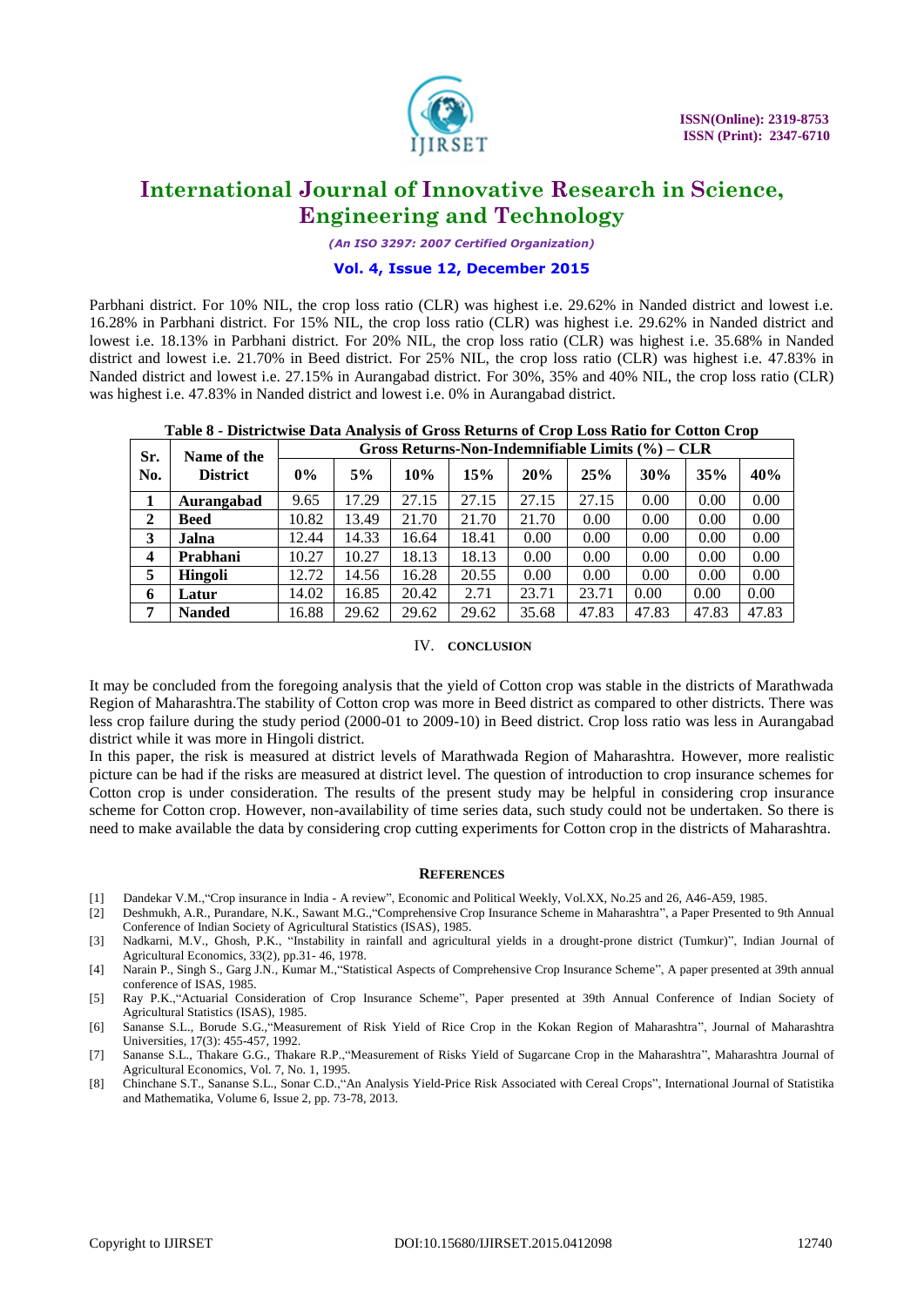Parbhani district. For 10% NIL, the crop loss ratio (CLR) was highest i.e. 29.62% in Nanded district and lowest i.e. 16.28% in Parbhani district. For 15% NIL, the crop loss ratio (CLR) was highest i.e. 29.62% in Nanded district and lowest i.e. 18.13% in Parbhani district. For 20% NIL, the crop loss ratio (CLR) was highest i.e. 35.68% in Nanded district and lowest i.e. 21.70% in Beed district. For 25% NIL, the crop loss ratio (CLR) was highest i.e. 47.83% in Nanded district and lowest i.e. 27.15% in Aurangabad district. For 30%, 35% and 40% NIL, the crop loss ratio (CLR) was highest i.e. 47.83% in Nanded district and lowest i.e. 0% in Aurangabad district.

**Table 8 - Districtwise Data Analysis of Gross Returns of Crop Loss Ratio for Cotton Crop**

| Sr. No. | Name of the District | Gross Returns-Non-Indemnifiable Limits (%) – CLR | | | | | | | | |
|---|---|---|---|---|---|---|---|---|---|---|
| | | 0% | 5% | 10% | 15% | 20% | 25% | 30% | 35% | 40% |
| 1 | Aurangabad | 9.65 | 17.29 | 27.15 | 27.15 | 27.15 | 27.15 | 0.00 | 0.00 | 0.00 |
| 2 | Beed | 10.82 | 13.49 | 21.70 | 21.70 | 21.70 | 0.00 | 0.00 | 0.00 | 0.00 |
| 3 | Jalna | 12.44 | 14.33 | 16.64 | 18.41 | 0.00 | 0.00 | 0.00 | 0.00 | 0.00 |
| 4 | Prabhani | 10.27 | 10.27 | 18.13 | 18.13 | 0.00 | 0.00 | 0.00 | 0.00 | 0.00 |
| 5 | Hingoli | 12.72 | 14.56 | 16.28 | 20.55 | 0.00 | 0.00 | 0.00 | 0.00 | 0.00 |
| 6 | Latur | 14.02 | 16.85 | 20.42 | 2.71 | 23.71 | 23.71 | 0.00 | 0.00 | 0.00 |
| 7 | Nanded | 16.88 | 29.62 | 29.62 | 29.62 | 35.68 | 47.83 | 47.83 | 47.83 | 47.83 |

## IV. CONCLUSION

It may be concluded from the foregoing analysis that the yield of Cotton crop was stable in the districts of Marathwada Region of Maharashtra.The stability of Cotton crop was more in Beed district as compared to other districts. There was less crop failure during the study period (2000-01 to 2009-10) in Beed district. Crop loss ratio was less in Aurangabad district while it was more in Hingoli district.

In this paper, the risk is measured at district levels of Marathwada Region of Maharashtra. However, more realistic picture can be had if the risks are measured at district level. The question of introduction to crop insurance schemes for Cotton crop is under consideration. The results of the present study may be helpful in considering crop insurance scheme for Cotton crop. However, non-availability of time series data, such study could not be undertaken. So there is need to make available the data by considering crop cutting experiments for Cotton crop in the districts of Maharashtra.

## REFERENCES

[1] Dandekar V.M.,"Crop insurance in India - A review", Economic and Political Weekly, Vol.XX, No.25 and 26, A46-A59, 1985.

[2] Deshmukh, A.R., Purandare, N.K., Sawant M.G.,"Comprehensive Crop Insurance Scheme in Maharashtra", a Paper Presented to 9th Annual Conference of Indian Society of Agricultural Statistics (ISAS), 1985.

[3] Nadkarni, M.V., Ghosh, P.K., "Instability in rainfall and agricultural yields in a drought-prone district (Tumkur)", Indian Journal of Agricultural Economics, 33(2), pp.31- 46, 1978.

[4] Narain P., Singh S., Garg J.N., Kumar M.,"Statistical Aspects of Comprehensive Crop Insurance Scheme", A paper presented at 39th annual conference of ISAS, 1985.

[5] Ray P.K.,"Actuarial Consideration of Crop Insurance Scheme", Paper presented at 39th Annual Conference of Indian Society of Agricultural Statistics (ISAS), 1985.

[6] Sananse S.L., Borude S.G.,"Measurement of Risk Yield of Rice Crop in the Kokan Region of Maharashtra", Journal of Maharashtra Universities, 17(3): 455-457, 1992.

[7] Sananse S.L., Thakare G.G., Thakare R.P.,"Measurement of Risks Yield of Sugarcane Crop in the Maharashtra", Maharashtra Journal of Agricultural Economics, Vol. 7, No. 1, 1995.

[8] Chinchane S.T., Sananse S.L., Sonar C.D.,"An Analysis Yield-Price Risk Associated with Cereal Crops", International Journal of Statistika and Mathematika, Volume 6, Issue 2, pp. 73-78, 2013.